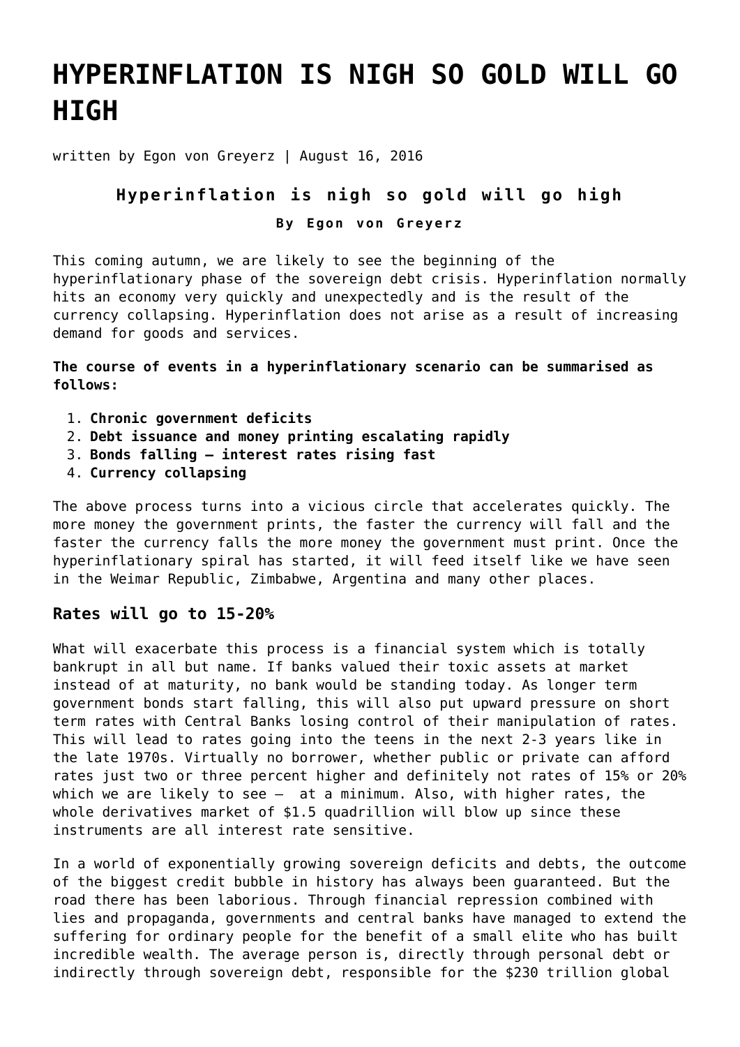# HYPERINFLATION IS NIGH SO GOLD WILL GO HIGH

written by Egon von Greyerz | August 16, 2016

### Hyperinflation is nigh so gold will go high

**By Egon von Greyerz**

This coming autumn, we are likely to see the beginning of the hyperinflationary phase of the sovereign debt crisis. Hyperinflation normally hits an economy very quickly and unexpectedly and is the result of the currency collapsing. Hyperinflation does not arise as a result of increasing demand for goods and services.

**The course of events in a hyperinflationary scenario can be summarised as follows:**

1. **Chronic government deficits**
2. **Debt issuance and money printing escalating rapidly**
3. **Bonds falling – interest rates rising fast**
4. **Currency collapsing**

The above process turns into a vicious circle that accelerates quickly. The more money the government prints, the faster the currency will fall and the faster the currency falls the more money the government must print. Once the hyperinflationary spiral has started, it will feed itself like we have seen in the Weimar Republic, Zimbabwe, Argentina and many other places.

## Rates will go to 15-20%

What will exacerbate this process is a financial system which is totally bankrupt in all but name. If banks valued their toxic assets at market instead of at maturity, no bank would be standing today. As longer term government bonds start falling, this will also put upward pressure on short term rates with Central Banks losing control of their manipulation of rates. This will lead to rates going into the teens in the next 2-3 years like in the late 1970s. Virtually no borrower, whether public or private can afford rates just two or three percent higher and definitely not rates of 15% or 20% which we are likely to see – at a minimum. Also, with higher rates, the whole derivatives market of $1.5 quadrillion will blow up since these instruments are all interest rate sensitive.

In a world of exponentially growing sovereign deficits and debts, the outcome of the biggest credit bubble in history has always been guaranteed. But the road there has been laborious. Through financial repression combined with lies and propaganda, governments and central banks have managed to extend the suffering for ordinary people for the benefit of a small elite who has built incredible wealth. The average person is, directly through personal debt or indirectly through sovereign debt, responsible for the $230 trillion global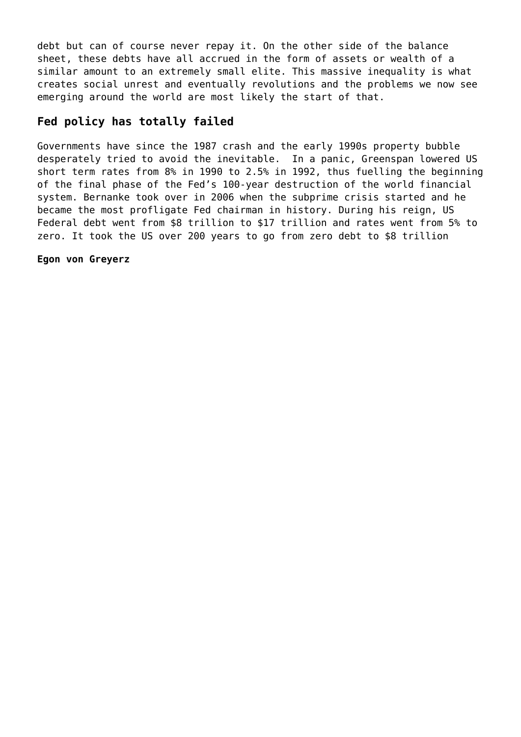debt but can of course never repay it. On the other side of the balance sheet, these debts have all accrued in the form of assets or wealth of a similar amount to an extremely small elite. This massive inequality is what creates social unrest and eventually revolutions and the problems we now see emerging around the world are most likely the start of that.

## Fed policy has totally failed

Governments have since the 1987 crash and the early 1990s property bubble desperately tried to avoid the inevitable. In a panic, Greenspan lowered US short term rates from 8% in 1990 to 2.5% in 1992, thus fuelling the beginning of the final phase of the Fed's 100-year destruction of the world financial system. Bernanke took over in 2006 when the subprime crisis started and he became the most profligate Fed chairman in history. During his reign, US Federal debt went from $8 trillion to $17 trillion and rates went from 5% to zero. It took the US over 200 years to go from zero debt to $8 trillion

**Egon von Greyerz**